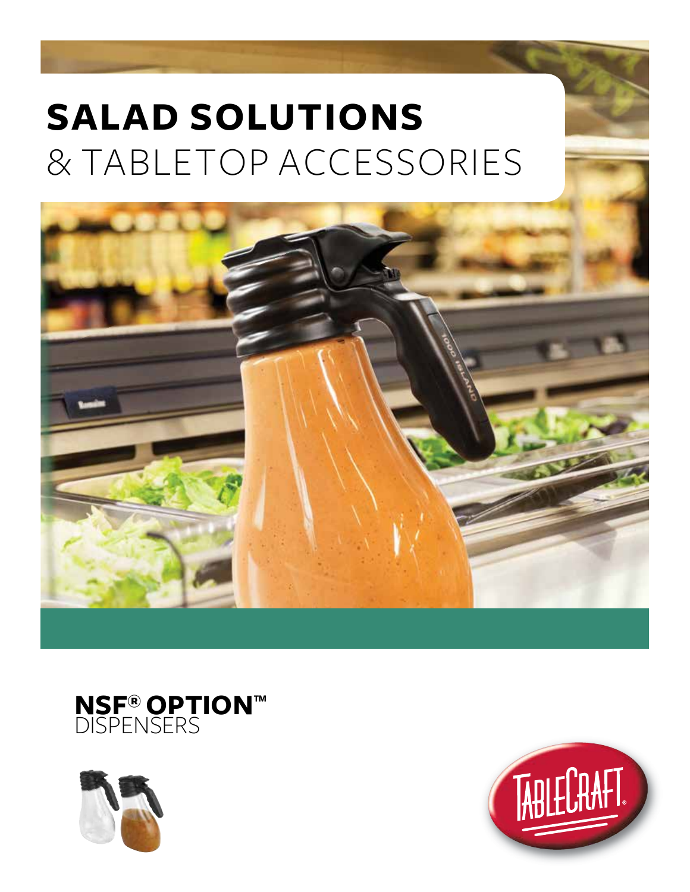# SALAD SOLUTIONS
## & TABLETOP ACCESSORIES

**NSF® OPTION™**
DISPENSERS

TABLECRAFT®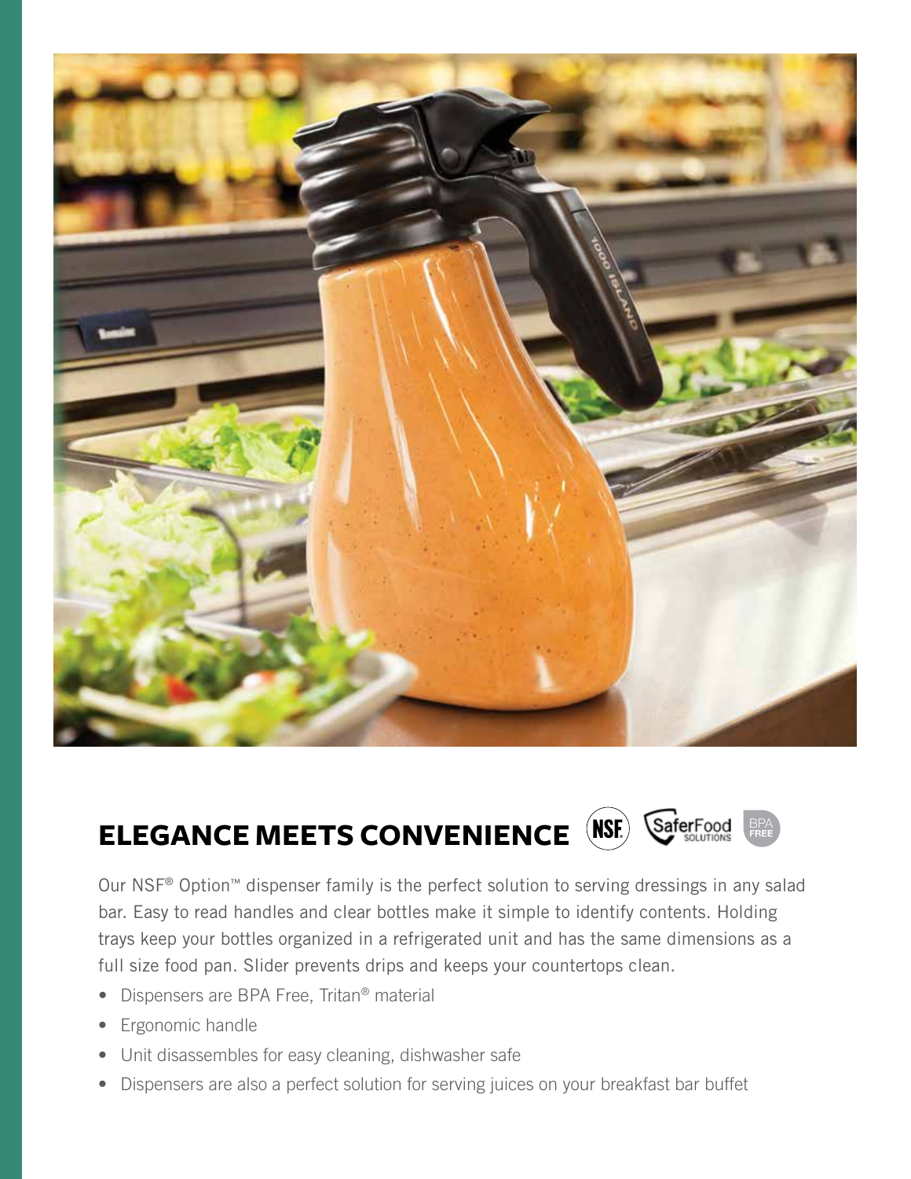## ELEGANCE MEETS CONVENIENCE

Our NSF® Option™ dispenser family is the perfect solution to serving dressings in any salad bar. Easy to read handles and clear bottles make it simple to identify contents. Holding trays keep your bottles organized in a refrigerated unit and has the same dimensions as a full size food pan. Slider prevents drips and keeps your countertops clean.

- Dispensers are BPA Free, Tritan® material
- Ergonomic handle
- Unit disassembles for easy cleaning, dishwasher safe
- Dispensers are also a perfect solution for serving juices on your breakfast bar buffet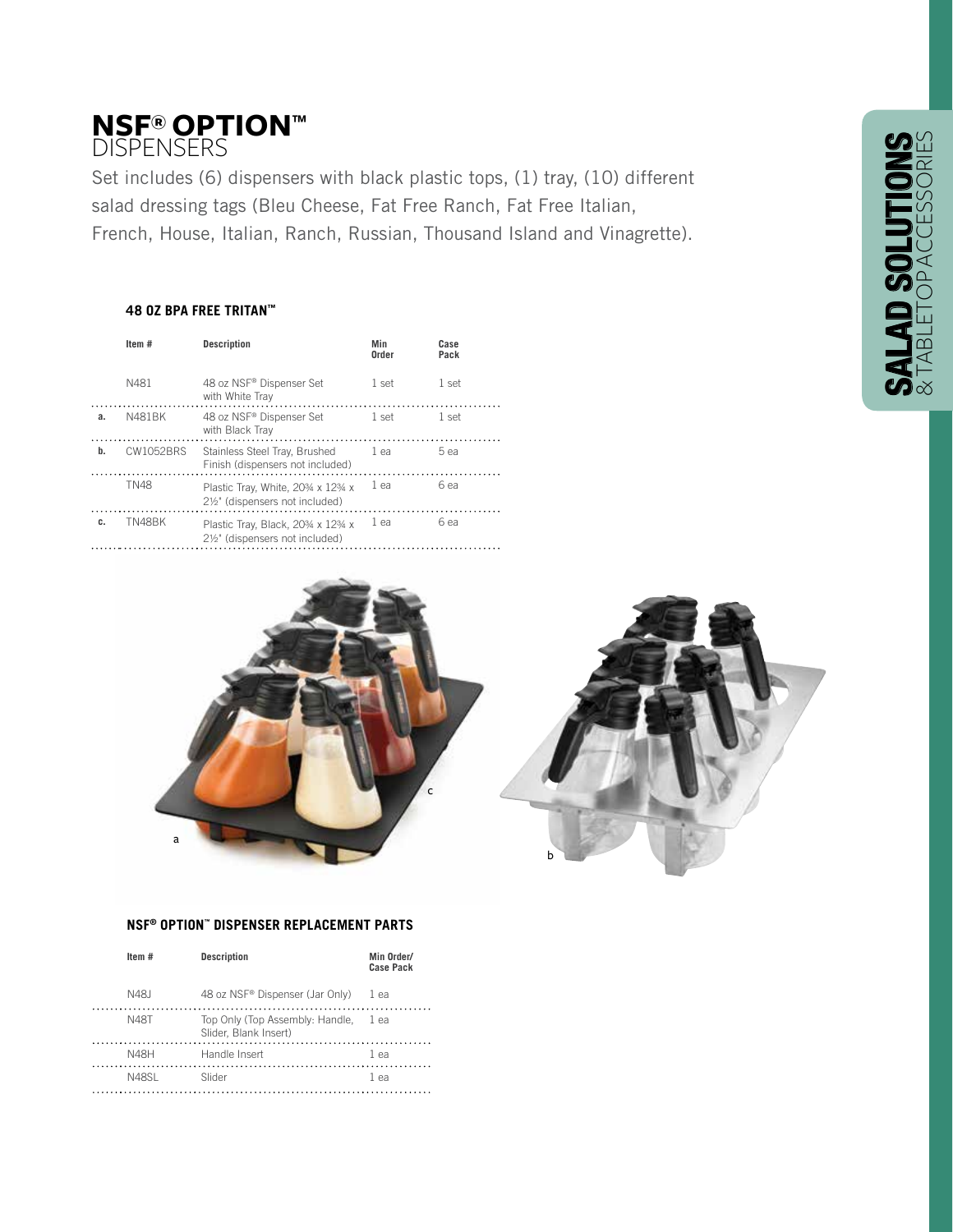# NSF® OPTION™
## DISPENSERS

Set includes (6) dispensers with black plastic tops, (1) tray, (10) different salad dressing tags (Bleu Cheese, Fat Free Ranch, Fat Free Italian, French, House, Italian, Ranch, Russian, Thousand Island and Vinagrette).

### 48 OZ BPA FREE TRITAN™

| | Item # | Description | Min Order | Case Pack |
|---|---|---|---|---|
| | N481 | 48 oz NSF® Dispenser Set with White Tray | 1 set | 1 set |
| a. | N481BK | 48 oz NSF® Dispenser Set with Black Tray | 1 set | 1 set |
| b. | CW1052BRS | Stainless Steel Tray, Brushed Finish (dispensers not included) | 1 ea | 5 ea |
| | TN48 | Plastic Tray, White, 20¾ x 12¾ x 2½" (dispensers not included) | 1 ea | 6 ea |
| c. | TN48BK | Plastic Tray, Black, 20¾ x 12¾ x 2½" (dispensers not included) | 1 ea | 6 ea |

a

c

b

### NSF® OPTION™ DISPENSER REPLACEMENT PARTS

| Item # | Description | Min Order/ Case Pack |
|---|---|---|
| N48J | 48 oz NSF® Dispenser (Jar Only) | 1 ea |
| N48T | Top Only (Top Assembly: Handle, Slider, Blank Insert) | 1 ea |
| N48H | Handle Insert | 1 ea |
| N48SL | Slider | 1 ea |

**SALAD SOLUTIONS** & TABLETOP ACCESSORIES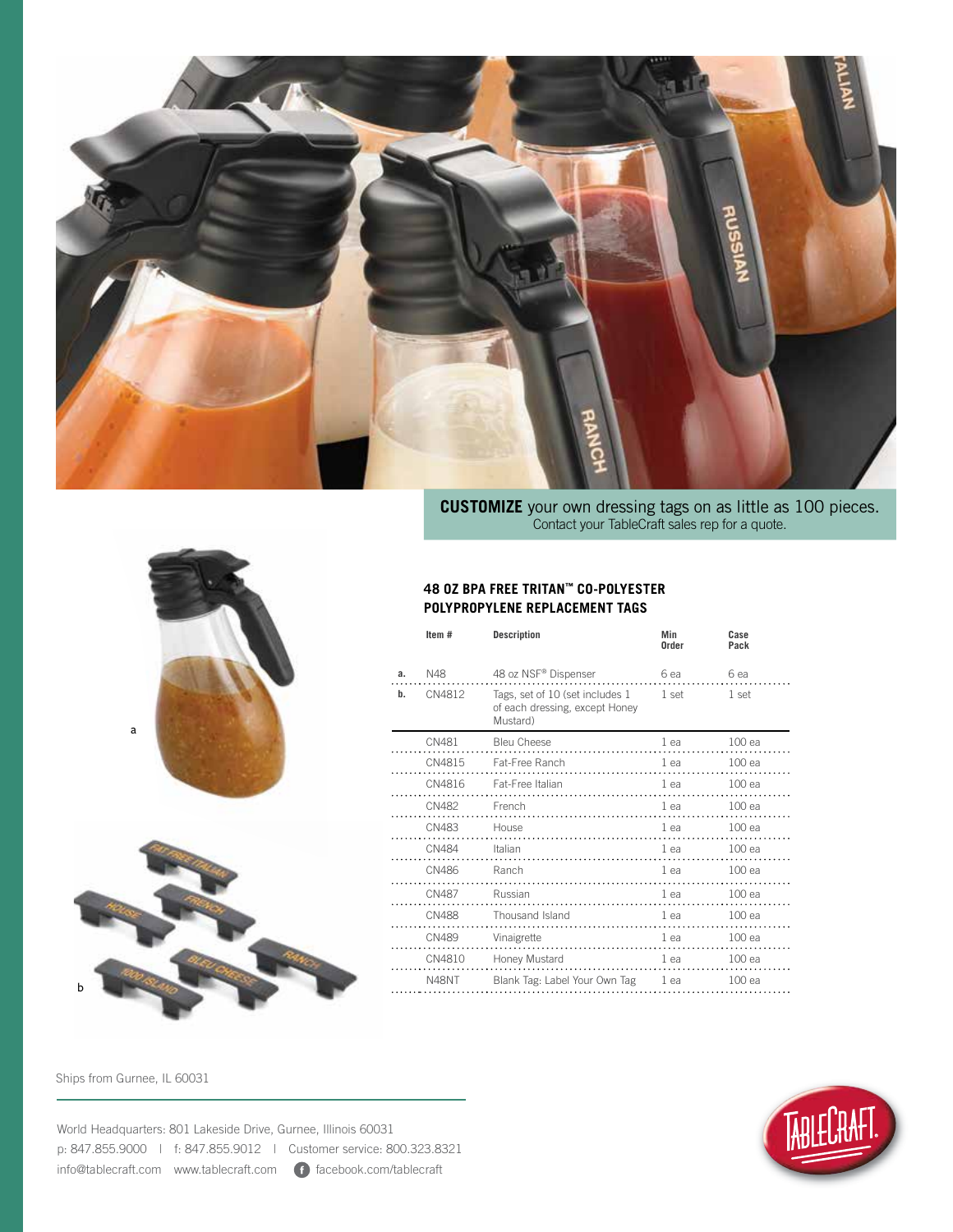**CUSTOMIZE** your own dressing tags on as little as 100 pieces.
Contact your TableCraft sales rep for a quote.

### 48 OZ BPA FREE TRITAN™ CO-POLYESTER POLYPROPYLENE REPLACEMENT TAGS

| | Item # | Description | Min Order | Case Pack |
|---|---|---|---|---|
| a. | N48 | 48 oz NSF® Dispenser | 6 ea | 6 ea |
| b. | CN4812 | Tags, set of 10 (set includes 1 of each dressing, except Honey Mustard) | 1 set | 1 set |
| | CN481 | Bleu Cheese | 1 ea | 100 ea |
| | CN4815 | Fat-Free Ranch | 1 ea | 100 ea |
| | CN4816 | Fat-Free Italian | 1 ea | 100 ea |
| | CN482 | French | 1 ea | 100 ea |
| | CN483 | House | 1 ea | 100 ea |
| | CN484 | Italian | 1 ea | 100 ea |
| | CN486 | Ranch | 1 ea | 100 ea |
| | CN487 | Russian | 1 ea | 100 ea |
| | CN488 | Thousand Island | 1 ea | 100 ea |
| | CN489 | Vinaigrette | 1 ea | 100 ea |
| | CN4810 | Honey Mustard | 1 ea | 100 ea |
| | N48NT | Blank Tag: Label Your Own Tag | 1 ea | 100 ea |

a

b

Ships from Gurnee, IL 60031

World Headquarters: 801 Lakeside Drive, Gurnee, Illinois 60031
p: 847.855.9000 | f: 847.855.9012 | Customer service: 800.323.8321
info@tablecraft.com www.tablecraft.com facebook.com/tablecraft